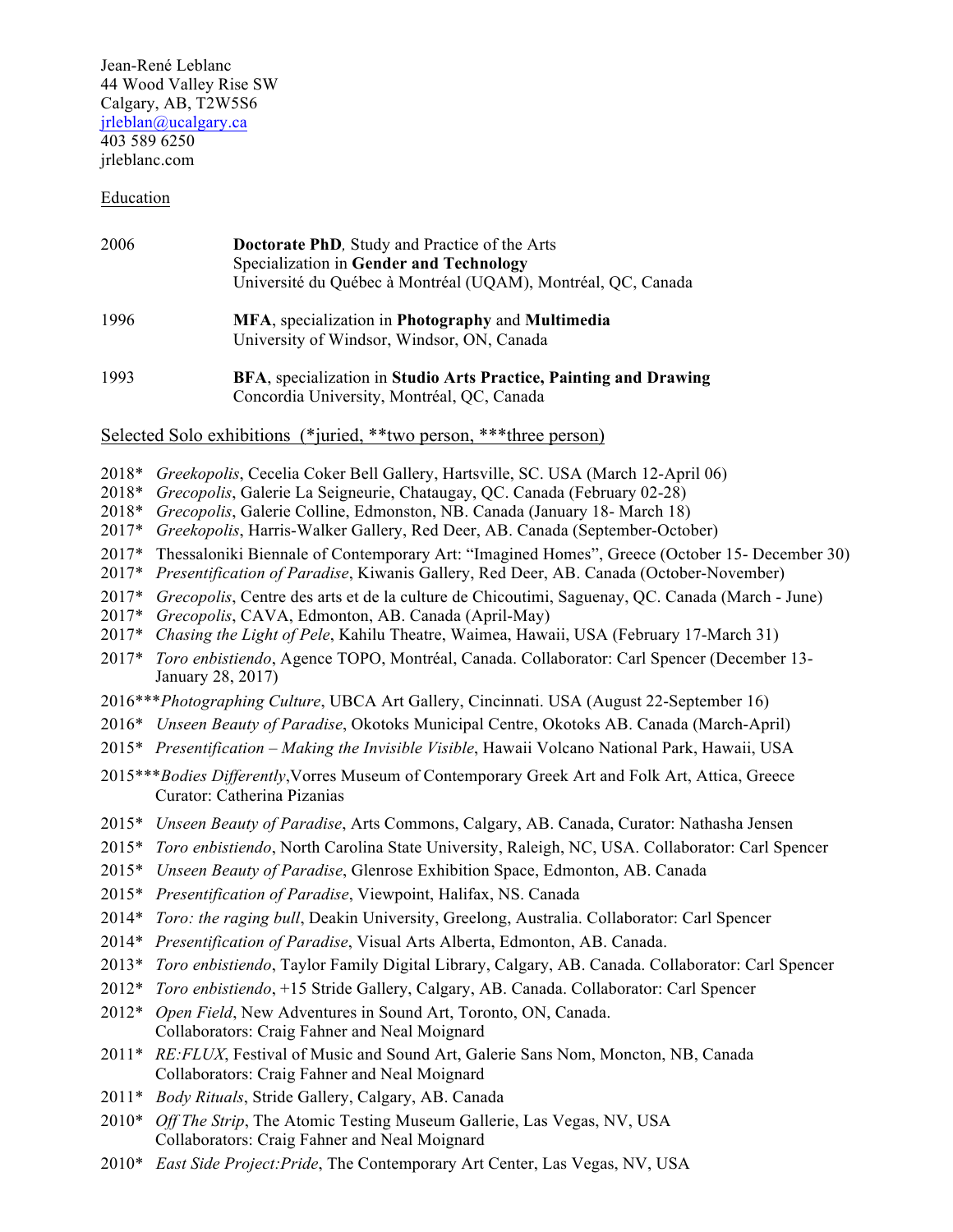Jean-René Leblanc
44 Wood Valley Rise SW
Calgary, AB, T2W5S6
jrleblan@ucalgary.ca
403 589 6250
jrleblanc.com

## Education

| | |
|---|---|
| 2006 | **Doctorate PhD**, Study and Practice of the Arts<br>Specialization in **Gender and Technology**<br>Université du Québec à Montréal (UQAM), Montréal, QC, Canada |
| 1996 | **MFA**, specialization in **Photography** and **Multimedia**<br>University of Windsor, Windsor, ON, Canada |
| 1993 | **BFA**, specialization in **Studio Arts Practice, Painting and Drawing**<br>Concordia University, Montréal, QC, Canada |

## Selected Solo exhibitions (*juried, **two person, ***three person)

- 2018* *Greekopolis*, Cecelia Coker Bell Gallery, Hartsville, SC. USA (March 12-April 06)
- 2018* *Grecopolis*, Galerie La Seigneurie, Chataugay, QC. Canada (February 02-28)
- 2018* *Grecopolis*, Galerie Colline, Edmonston, NB. Canada (January 18- March 18)
- 2017* *Greekopolis*, Harris-Walker Gallery, Red Deer, AB. Canada (September-October)
- 2017* Thessaloniki Biennale of Contemporary Art: "Imagined Homes", Greece (October 15- December 30)
- 2017* *Presentification of Paradise*, Kiwanis Gallery, Red Deer, AB. Canada (October-November)
- 2017* *Grecopolis*, Centre des arts et de la culture de Chicoutimi, Saguenay, QC. Canada (March - June)
- 2017* *Grecopolis*, CAVA, Edmonton, AB. Canada (April-May)
- 2017* *Chasing the Light of Pele*, Kahilu Theatre, Waimea, Hawaii, USA (February 17-March 31)
- 2017* *Toro enbistiendo*, Agence TOPO, Montréal, Canada. Collaborator: Carl Spencer (December 13- January 28, 2017)
- 2016*** *Photographing Culture*, UBCA Art Gallery, Cincinnati. USA (August 22-September 16)
- 2016* *Unseen Beauty of Paradise*, Okotoks Municipal Centre, Okotoks AB. Canada (March-April)
- 2015* *Presentification – Making the Invisible Visible*, Hawaii Volcano National Park, Hawaii, USA
- 2015*** *Bodies Differently*, Vorres Museum of Contemporary Greek Art and Folk Art, Attica, Greece Curator: Catherina Pizanias
- 2015* *Unseen Beauty of Paradise*, Arts Commons, Calgary, AB. Canada, Curator: Nathasha Jensen
- 2015* *Toro enbistiendo*, North Carolina State University, Raleigh, NC, USA. Collaborator: Carl Spencer
- 2015* *Unseen Beauty of Paradise*, Glenrose Exhibition Space, Edmonton, AB. Canada
- 2015* *Presentification of Paradise*, Viewpoint, Halifax, NS. Canada
- 2014* *Toro: the raging bull*, Deakin University, Greelong, Australia. Collaborator: Carl Spencer
- 2014* *Presentification of Paradise*, Visual Arts Alberta, Edmonton, AB. Canada.
- 2013* *Toro enbistiendo*, Taylor Family Digital Library, Calgary, AB. Canada. Collaborator: Carl Spencer
- 2012* *Toro enbistiendo*, +15 Stride Gallery, Calgary, AB. Canada. Collaborator: Carl Spencer
- 2012* *Open Field*, New Adventures in Sound Art, Toronto, ON, Canada. Collaborators: Craig Fahner and Neal Moignard
- 2011* *RE:FLUX*, Festival of Music and Sound Art, Galerie Sans Nom, Moncton, NB, Canada Collaborators: Craig Fahner and Neal Moignard
- 2011* *Body Rituals*, Stride Gallery, Calgary, AB. Canada
- 2010* *Off The Strip*, The Atomic Testing Museum Gallerie, Las Vegas, NV, USA Collaborators: Craig Fahner and Neal Moignard
- 2010* *East Side Project:Pride*, The Contemporary Art Center, Las Vegas, NV, USA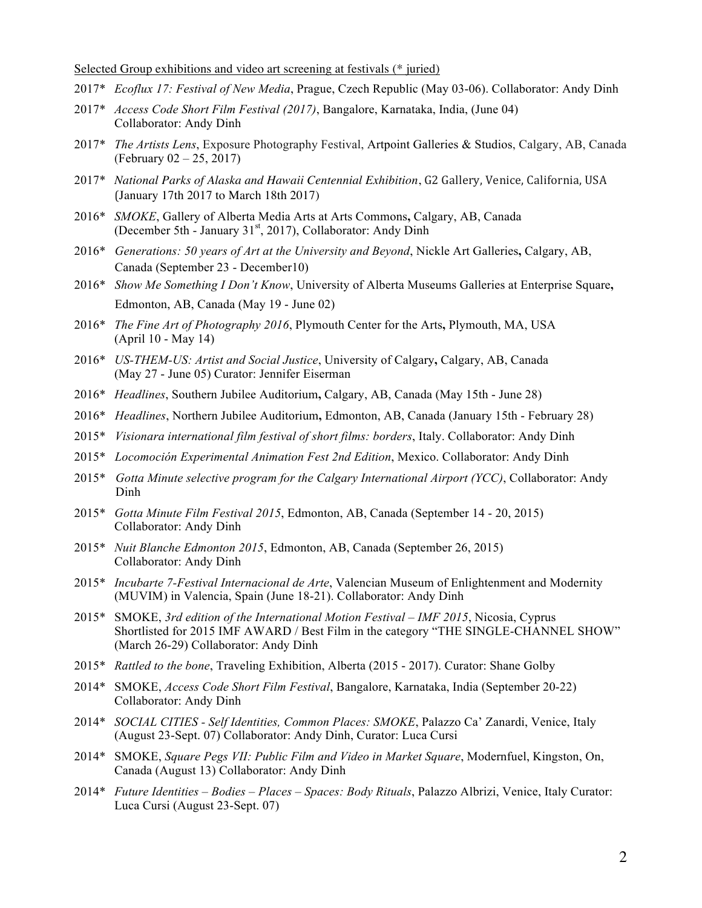Selected Group exhibitions and video art screening at festivals (* juried)

- 2017* *Ecoflux 17: Festival of New Media*, Prague, Czech Republic (May 03-06). Collaborator: Andy Dinh
- 2017* *Access Code Short Film Festival (2017)*, Bangalore, Karnataka, India, (June 04) Collaborator: Andy Dinh
- 2017* *The Artists Lens*, Exposure Photography Festival, Artpoint Galleries & Studios, Calgary, AB, Canada (February 02 – 25, 2017)
- 2017* *National Parks of Alaska and Hawaii Centennial Exhibition*, G2 Gallery, Venice, California, USA (January 17th 2017 to March 18th 2017)
- 2016* *SMOKE*, Gallery of Alberta Media Arts at Arts Commons, Calgary, AB, Canada (December 5th - January 31st, 2017), Collaborator: Andy Dinh
- 2016* *Generations: 50 years of Art at the University and Beyond*, Nickle Art Galleries, Calgary, AB, Canada (September 23 - December10)
- 2016* *Show Me Something I Don't Know*, University of Alberta Museums Galleries at Enterprise Square, Edmonton, AB, Canada (May 19 - June 02)
- 2016* *The Fine Art of Photography 2016*, Plymouth Center for the Arts, Plymouth, MA, USA (April 10 - May 14)
- 2016* *US-THEM-US: Artist and Social Justice*, University of Calgary, Calgary, AB, Canada (May 27 - June 05) Curator: Jennifer Eiserman
- 2016* *Headlines*, Southern Jubilee Auditorium, Calgary, AB, Canada (May 15th - June 28)
- 2016* *Headlines*, Northern Jubilee Auditorium, Edmonton, AB, Canada (January 15th - February 28)
- 2015* *Visionara international film festival of short films: borders*, Italy. Collaborator: Andy Dinh
- 2015* *Locomoción Experimental Animation Fest 2nd Edition*, Mexico. Collaborator: Andy Dinh
- 2015* *Gotta Minute selective program for the Calgary International Airport (YCC)*, Collaborator: Andy Dinh
- 2015* *Gotta Minute Film Festival 2015*, Edmonton, AB, Canada (September 14 - 20, 2015) Collaborator: Andy Dinh
- 2015* *Nuit Blanche Edmonton 2015*, Edmonton, AB, Canada (September 26, 2015) Collaborator: Andy Dinh
- 2015* *Incubarte 7-Festival Internacional de Arte*, Valencian Museum of Enlightenment and Modernity (MUVIM) in Valencia, Spain (June 18-21). Collaborator: Andy Dinh
- 2015* SMOKE, *3rd edition of the International Motion Festival – IMF 2015*, Nicosia, Cyprus Shortlisted for 2015 IMF AWARD / Best Film in the category "THE SINGLE-CHANNEL SHOW" (March 26-29) Collaborator: Andy Dinh
- 2015* *Rattled to the bone*, Traveling Exhibition, Alberta (2015 - 2017). Curator: Shane Golby
- 2014* SMOKE, *Access Code Short Film Festival*, Bangalore, Karnataka, India (September 20-22) Collaborator: Andy Dinh
- 2014* *SOCIAL CITIES - Self Identities, Common Places: SMOKE*, Palazzo Ca' Zanardi, Venice, Italy (August 23-Sept. 07) Collaborator: Andy Dinh, Curator: Luca Cursi
- 2014* SMOKE, *Square Pegs VII: Public Film and Video in Market Square*, Modernfuel, Kingston, On, Canada (August 13) Collaborator: Andy Dinh
- 2014* *Future Identities – Bodies – Places – Spaces: Body Rituals*, Palazzo Albrizi, Venice, Italy Curator: Luca Cursi (August 23-Sept. 07)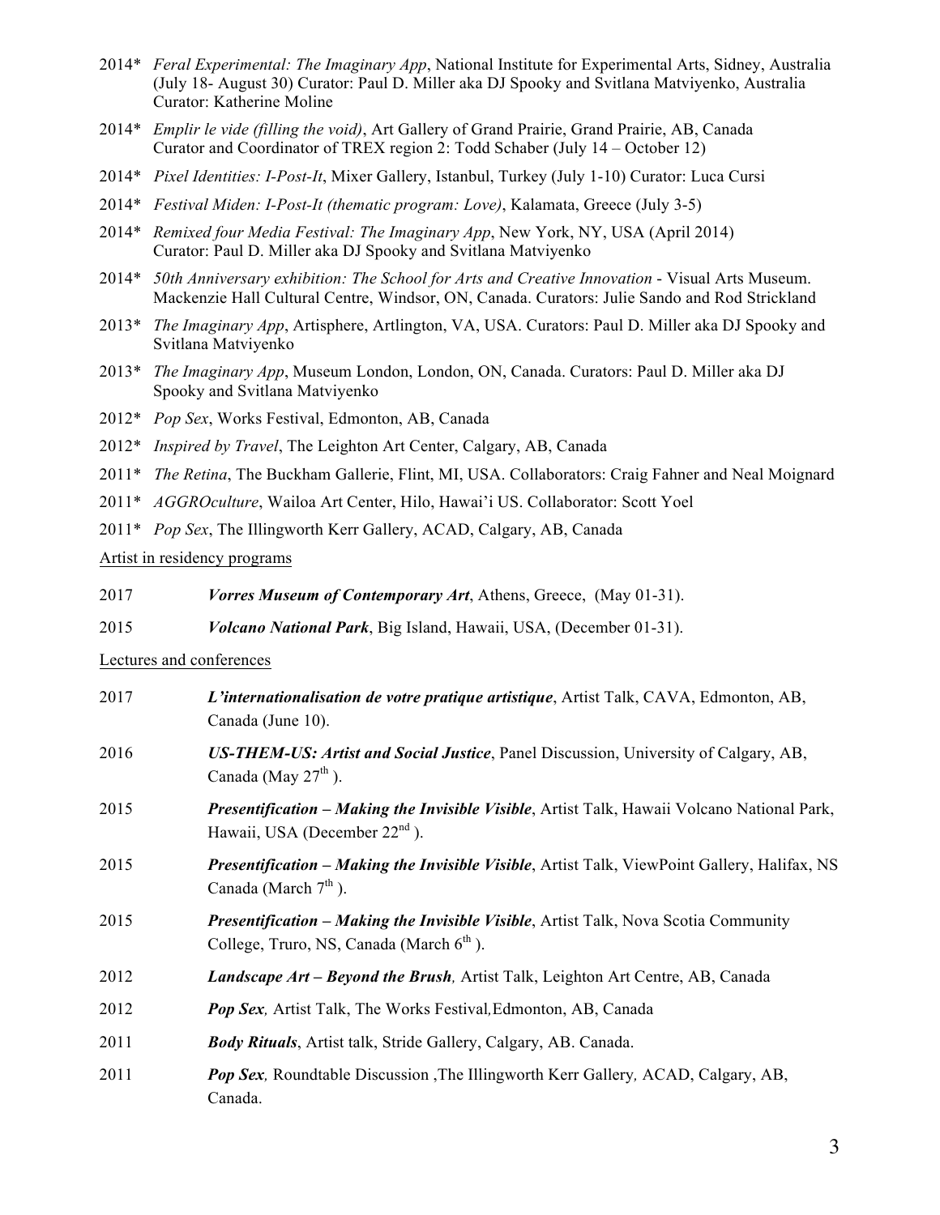2014* *Feral Experimental: The Imaginary App*, National Institute for Experimental Arts, Sidney, Australia (July 18- August 30) Curator: Paul D. Miller aka DJ Spooky and Svitlana Matviyenko, Australia Curator: Katherine Moline

2014* *Emplir le vide (filling the void)*, Art Gallery of Grand Prairie, Grand Prairie, AB, Canada Curator and Coordinator of TREX region 2: Todd Schaber (July 14 – October 12)

2014* *Pixel Identities: I-Post-It*, Mixer Gallery, Istanbul, Turkey (July 1-10) Curator: Luca Cursi

2014* *Festival Miden: I-Post-It (thematic program: Love)*, Kalamata, Greece (July 3-5)

2014* *Remixed four Media Festival: The Imaginary App*, New York, NY, USA (April 2014) Curator: Paul D. Miller aka DJ Spooky and Svitlana Matviyenko

2014* *50th Anniversary exhibition: The School for Arts and Creative Innovation* - Visual Arts Museum. Mackenzie Hall Cultural Centre, Windsor, ON, Canada. Curators: Julie Sando and Rod Strickland

2013* *The Imaginary App*, Artisphere, Artlington, VA, USA. Curators: Paul D. Miller aka DJ Spooky and Svitlana Matviyenko

2013* *The Imaginary App*, Museum London, London, ON, Canada. Curators: Paul D. Miller aka DJ Spooky and Svitlana Matviyenko

2012* *Pop Sex*, Works Festival, Edmonton, AB, Canada

2012* *Inspired by Travel*, The Leighton Art Center, Calgary, AB, Canada

2011* *The Retina*, The Buckham Gallerie, Flint, MI, USA. Collaborators: Craig Fahner and Neal Moignard

2011* *AGGROculture*, Wailoa Art Center, Hilo, Hawai'i US. Collaborator: Scott Yoel

2011* *Pop Sex*, The Illingworth Kerr Gallery, ACAD, Calgary, AB, Canada

<u>Artist in residency programs</u>

2017 ***Vorres Museum of Contemporary Art***, Athens, Greece, (May 01-31).

2015 ***Volcano National Park***, Big Island, Hawaii, USA, (December 01-31).

<u>Lectures and conferences</u>

2017 ***L'internationalisation de votre pratique artistique***, Artist Talk, CAVA, Edmonton, AB, Canada (June 10).

2016 ***US-THEM-US: Artist and Social Justice***, Panel Discussion, University of Calgary, AB, Canada (May 27th ).

2015 ***Presentification – Making the Invisible Visible***, Artist Talk, Hawaii Volcano National Park, Hawaii, USA (December 22nd ).

2015 ***Presentification – Making the Invisible Visible***, Artist Talk, ViewPoint Gallery, Halifax, NS Canada (March 7th ).

2015 ***Presentification – Making the Invisible Visible***, Artist Talk, Nova Scotia Community College, Truro, NS, Canada (March 6th ).

2012 ***Landscape Art – Beyond the Brush**,* Artist Talk, Leighton Art Centre, AB, Canada

2012 ***Pop Sex**,* Artist Talk, The Works Festival*,*Edmonton, AB, Canada

2011 ***Body Rituals***, Artist talk, Stride Gallery, Calgary, AB. Canada.

2011 ***Pop Sex**,* Roundtable Discussion ,The Illingworth Kerr Gallery*,* ACAD, Calgary, AB, Canada.